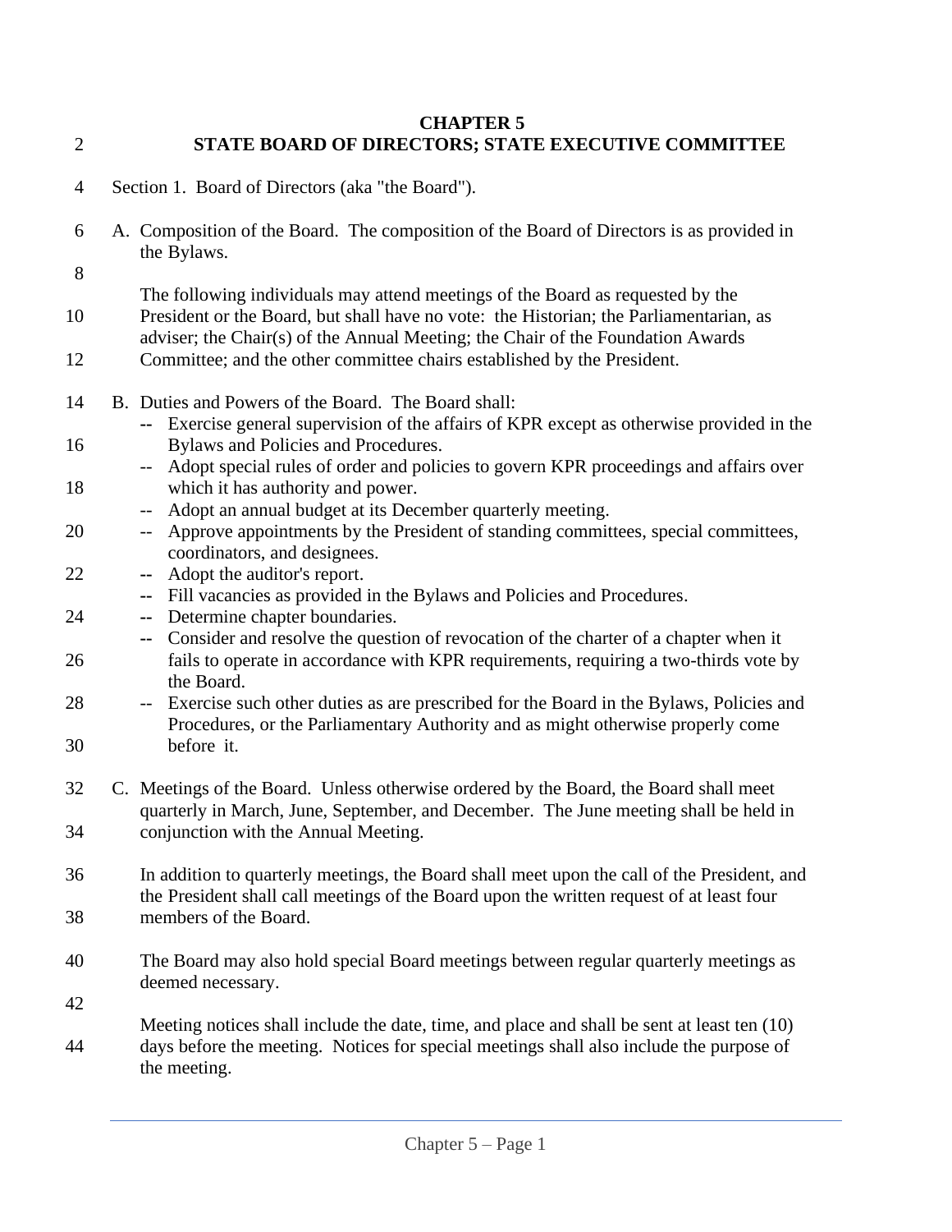# CHAPTER 5
# STATE BOARD OF DIRECTORS; STATE EXECUTIVE COMMITTEE

Section 1. Board of Directors (aka "the Board").

A. Composition of the Board. The composition of the Board of Directors is as provided in the Bylaws.

The following individuals may attend meetings of the Board as requested by the President or the Board, but shall have no vote: the Historian; the Parliamentarian, as adviser; the Chair(s) of the Annual Meeting; the Chair of the Foundation Awards Committee; and the other committee chairs established by the President.

B. Duties and Powers of the Board. The Board shall:

- -- Exercise general supervision of the affairs of KPR except as otherwise provided in the Bylaws and Policies and Procedures.
- -- Adopt special rules of order and policies to govern KPR proceedings and affairs over which it has authority and power.
- -- Adopt an annual budget at its December quarterly meeting.
- -- Approve appointments by the President of standing committees, special committees, coordinators, and designees.
- -- Adopt the auditor's report.
- -- Fill vacancies as provided in the Bylaws and Policies and Procedures.
- -- Determine chapter boundaries.
- -- Consider and resolve the question of revocation of the charter of a chapter when it fails to operate in accordance with KPR requirements, requiring a two-thirds vote by the Board.
- -- Exercise such other duties as are prescribed for the Board in the Bylaws, Policies and Procedures, or the Parliamentary Authority and as might otherwise properly come before it.

C. Meetings of the Board. Unless otherwise ordered by the Board, the Board shall meet quarterly in March, June, September, and December. The June meeting shall be held in conjunction with the Annual Meeting.

In addition to quarterly meetings, the Board shall meet upon the call of the President, and the President shall call meetings of the Board upon the written request of at least four members of the Board.

The Board may also hold special Board meetings between regular quarterly meetings as deemed necessary.

Meeting notices shall include the date, time, and place and shall be sent at least ten (10) days before the meeting. Notices for special meetings shall also include the purpose of the meeting.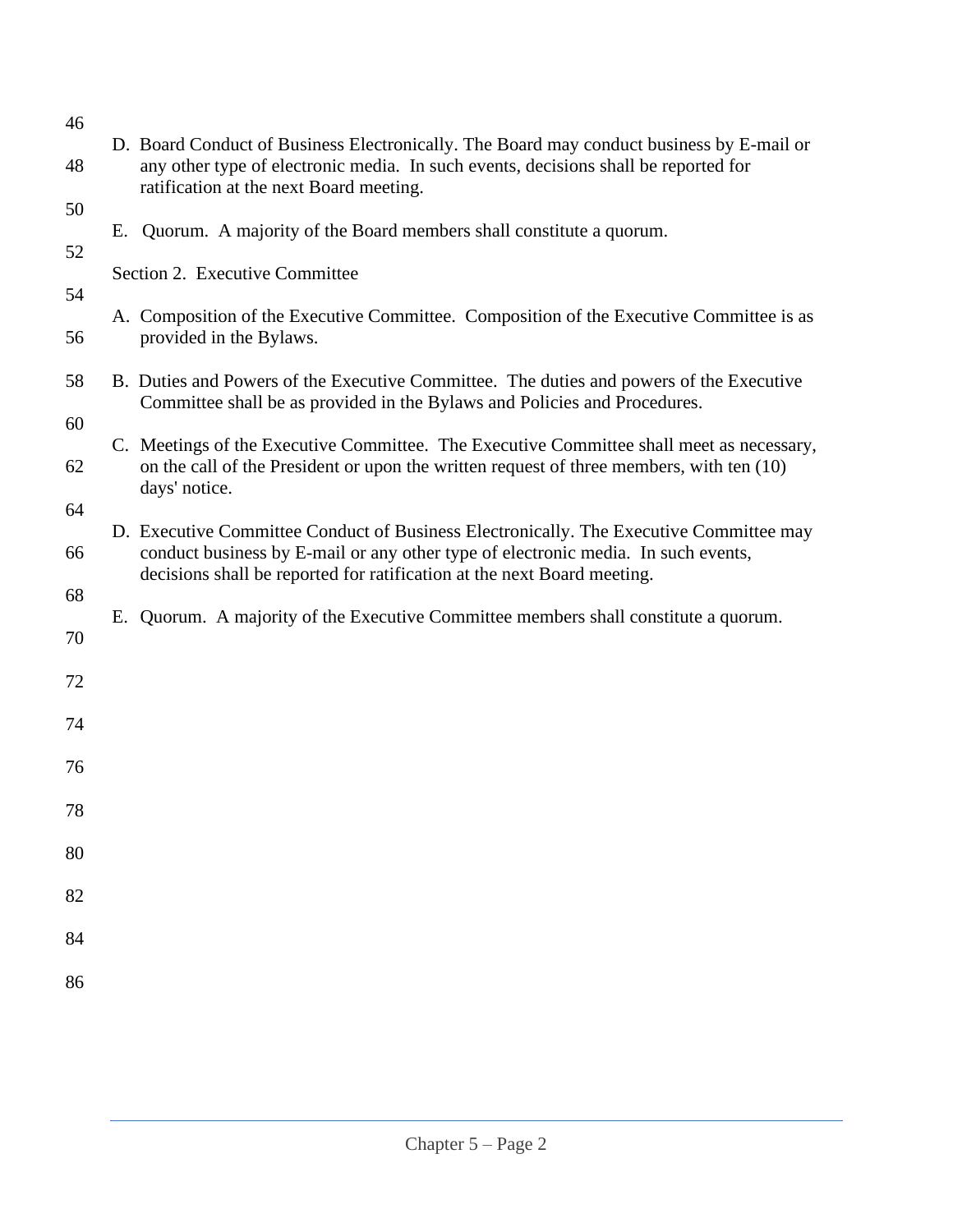D. Board Conduct of Business Electronically. The Board may conduct business by E-mail or any other type of electronic media. In such events, decisions shall be reported for ratification at the next Board meeting.

E. Quorum. A majority of the Board members shall constitute a quorum.

Section 2. Executive Committee

A. Composition of the Executive Committee. Composition of the Executive Committee is as provided in the Bylaws.

B. Duties and Powers of the Executive Committee. The duties and powers of the Executive Committee shall be as provided in the Bylaws and Policies and Procedures.

C. Meetings of the Executive Committee. The Executive Committee shall meet as necessary, on the call of the President or upon the written request of three members, with ten (10) days' notice.

D. Executive Committee Conduct of Business Electronically. The Executive Committee may conduct business by E-mail or any other type of electronic media. In such events, decisions shall be reported for ratification at the next Board meeting.

E. Quorum. A majority of the Executive Committee members shall constitute a quorum.